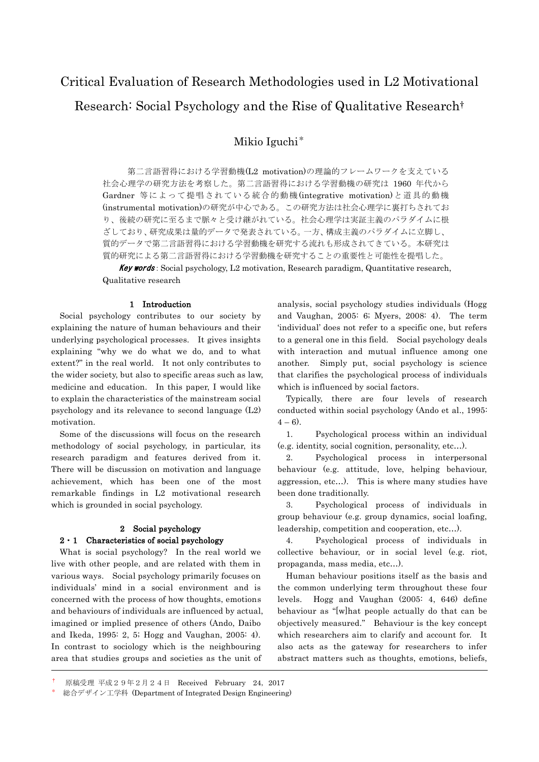# Critical Evaluation of Research Methodologies used in L2 Motivational Research: Social Psychology and the Rise of Qualitative Research†

Mikio Iguchi*

第二言語習得における学習動機(L2 motivation)の理論的フレームワークを支えている社会心理学の研究方法を考察した。第二言語習得における学習動機の研究は 1960 年代から Gardner 等によって提唱されている統合的動機(integrative motivation)と道具的動機(instrumental motivation)の研究が中心である。この研究方法は社会心理学に裏打ちされており、後続の研究に至るまで脈々と受け継がれている。社会心理学は実証主義のパラダイムに根ざしており、研究成果は量的データで発表されている。一方、構成主義のパラダイムに立脚し、質的データで第二言語習得における学習動機を研究する流れも形成されてきている。本研究は質的研究による第二言語習得における学習動機を研究することの重要性と可能性を提唱した。

***Key words***: Social psychology, L2 motivation, Research paradigm, Quantitative research, Qualitative research

## 1 Introduction

Social psychology contributes to our society by explaining the nature of human behaviours and their underlying psychological processes. It gives insights explaining "why we do what we do, and to what extent?" in the real world. It not only contributes to the wider society, but also to specific areas such as law, medicine and education. In this paper, I would like to explain the characteristics of the mainstream social psychology and its relevance to second language (L2) motivation.

Some of the discussions will focus on the research methodology of social psychology, in particular, its research paradigm and features derived from it. There will be discussion on motivation and language achievement, which has been one of the most remarkable findings in L2 motivational research which is grounded in social psychology.

## 2 Social psychology

### 2・1 Characteristics of social psychology

What is social psychology? In the real world we live with other people, and are related with them in various ways. Social psychology primarily focuses on individuals' mind in a social environment and is concerned with the process of how thoughts, emotions and behaviours of individuals are influenced by actual, imagined or implied presence of others (Ando, Daibo and Ikeda, 1995: 2, 5; Hogg and Vaughan, 2005: 4). In contrast to sociology which is the neighbouring area that studies groups and societies as the unit of analysis, social psychology studies individuals (Hogg and Vaughan, 2005: 6; Myers, 2008: 4). The term 'individual' does not refer to a specific one, but refers to a general one in this field. Social psychology deals with interaction and mutual influence among one another. Simply put, social psychology is science that clarifies the psychological process of individuals which is influenced by social factors.

Typically, there are four levels of research conducted within social psychology (Ando et al., 1995: 4 – 6).

1. Psychological process within an individual (e.g. identity, social cognition, personality, etc…).
2. Psychological process in interpersonal behaviour (e.g. attitude, love, helping behaviour, aggression, etc…). This is where many studies have been done traditionally.
3. Psychological process of individuals in group behaviour (e.g. group dynamics, social loafing, leadership, competition and cooperation, etc…).
4. Psychological process of individuals in collective behaviour, or in social level (e.g. riot, propaganda, mass media, etc…).

Human behaviour positions itself as the basis and the common underlying term throughout these four levels. Hogg and Vaughan (2005: 4, 646) define behaviour as "[w]hat people actually do that can be objectively measured." Behaviour is the key concept which researchers aim to clarify and account for. It also acts as the gateway for researchers to infer abstract matters such as thoughts, emotions, beliefs,

---

† 原稿受理 平成２９年２月２４日 Received February 24, 2017

\* 総合デザイン工学科 (Department of Integrated Design Engineering)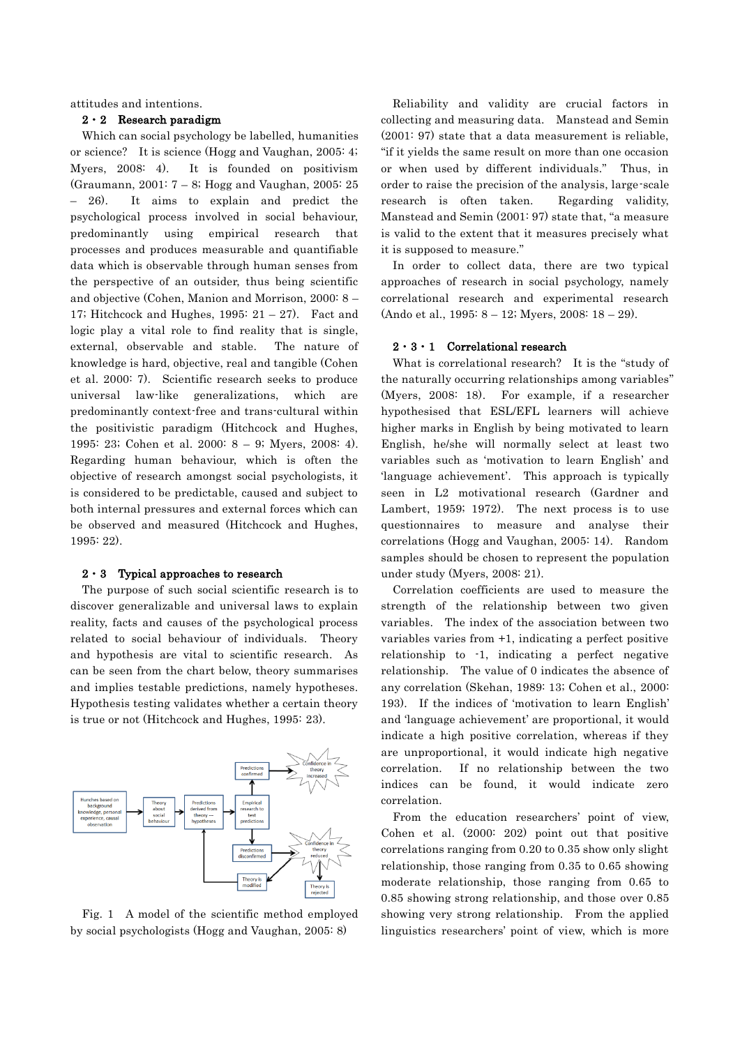attitudes and intentions.

## 2・2 Research paradigm

Which can social psychology be labelled, humanities or science? It is science (Hogg and Vaughan, 2005: 4; Myers, 2008: 4). It is founded on positivism (Graumann, 2001: 7 – 8; Hogg and Vaughan, 2005: 25 – 26). It aims to explain and predict the psychological process involved in social behaviour, predominantly using empirical research that processes and produces measurable and quantifiable data which is observable through human senses from the perspective of an outsider, thus being scientific and objective (Cohen, Manion and Morrison, 2000: 8 – 17; Hitchcock and Hughes, 1995: 21 – 27). Fact and logic play a vital role to find reality that is single, external, observable and stable. The nature of knowledge is hard, objective, real and tangible (Cohen et al. 2000: 7). Scientific research seeks to produce universal law-like generalizations, which are predominantly context-free and trans-cultural within the positivistic paradigm (Hitchcock and Hughes, 1995: 23; Cohen et al. 2000: 8 – 9; Myers, 2008: 4). Regarding human behaviour, which is often the objective of research amongst social psychologists, it is considered to be predictable, caused and subject to both internal pressures and external forces which can be observed and measured (Hitchcock and Hughes, 1995: 22).

## 2・3 Typical approaches to research

The purpose of such social scientific research is to discover generalizable and universal laws to explain reality, facts and causes of the psychological process related to social behaviour of individuals. Theory and hypothesis are vital to scientific research. As can be seen from the chart below, theory summarises and implies testable predictions, namely hypotheses. Hypothesis testing validates whether a certain theory is true or not (Hitchcock and Hughes, 1995: 23).

Hunches based on background knowledge, personal experience, causal observation → Theory about social behaviour → Predictions derived from theory — hypotheses → Empirical research to test predictions → Predictions confirmed → Confidence in theory increased; Predictions disconfirmed → Confidence in theory reduced → Theory is modified (→ back to predictions) / Theory is rejected

Fig. 1 A model of the scientific method employed by social psychologists (Hogg and Vaughan, 2005: 8)

Reliability and validity are crucial factors in collecting and measuring data. Manstead and Semin (2001: 97) state that a data measurement is reliable, "if it yields the same result on more than one occasion or when used by different individuals." Thus, in order to raise the precision of the analysis, large-scale research is often taken. Regarding validity, Manstead and Semin (2001: 97) state that, "a measure is valid to the extent that it measures precisely what it is supposed to measure."

In order to collect data, there are two typical approaches of research in social psychology, namely correlational research and experimental research (Ando et al., 1995: 8 – 12; Myers, 2008: 18 – 29).

### 2・3・1 Correlational research

What is correlational research? It is the "study of the naturally occurring relationships among variables" (Myers, 2008: 18). For example, if a researcher hypothesised that ESL/EFL learners will achieve higher marks in English by being motivated to learn English, he/she will normally select at least two variables such as 'motivation to learn English' and 'language achievement'. This approach is typically seen in L2 motivational research (Gardner and Lambert, 1959; 1972). The next process is to use questionnaires to measure and analyse their correlations (Hogg and Vaughan, 2005: 14). Random samples should be chosen to represent the population under study (Myers, 2008: 21).

Correlation coefficients are used to measure the strength of the relationship between two given variables. The index of the association between two variables varies from +1, indicating a perfect positive relationship to -1, indicating a perfect negative relationship. The value of 0 indicates the absence of any correlation (Skehan, 1989: 13; Cohen et al., 2000: 193). If the indices of 'motivation to learn English' and 'language achievement' are proportional, it would indicate a high positive correlation, whereas if they are unproportional, it would indicate high negative correlation. If no relationship between the two indices can be found, it would indicate zero correlation.

From the education researchers' point of view, Cohen et al. (2000: 202) point out that positive correlations ranging from 0.20 to 0.35 show only slight relationship, those ranging from 0.35 to 0.65 showing moderate relationship, those ranging from 0.65 to 0.85 showing strong relationship, and over 0.85 showing very strong relationship. From the applied linguistics researchers' point of view, which is more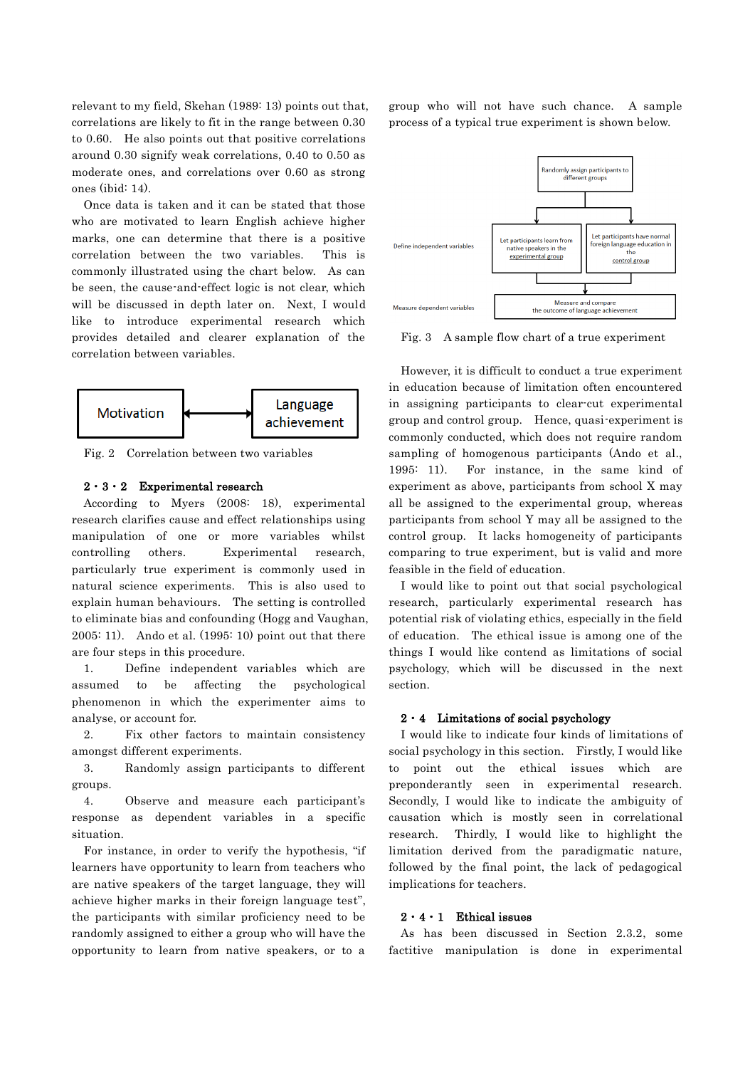relevant to my field, Skehan (1989: 13) points out that, correlations are likely to fit in the range between 0.30 to 0.60. He also points out that positive correlations around 0.30 signify weak correlations, 0.40 to 0.50 as moderate ones, and correlations over 0.60 as strong ones (ibid: 14).

Once data is taken and it can be stated that those who are motivated to learn English achieve higher marks, one can determine that there is a positive correlation between the two variables. This is commonly illustrated using the chart below. As can be seen, the cause-and-effect logic is not clear, which will be discussed in depth later on. Next, I would like to introduce experimental research which provides detailed and clearer explanation of the correlation between variables.

Motivation ⟷ Language achievement

Fig. 2 Correlation between two variables

### 2・3・2 Experimental research

According to Myers (2008: 18), experimental research clarifies cause and effect relationships using manipulation of one or more variables whilst controlling others. Experimental research, particularly true experiment is commonly used in natural science experiments. This is also used to explain human behaviours. The setting is controlled to eliminate bias and confounding (Hogg and Vaughan, 2005: 11). Ando et al. (1995: 10) point out that there are four steps in this procedure.

1. Define independent variables which are assumed to be affecting the psychological phenomenon in which the experimenter aims to analyse, or account for.
2. Fix other factors to maintain consistency amongst different experiments.
3. Randomly assign participants to different groups.
4. Observe and measure each participant's response as dependent variables in a specific situation.

For instance, in order to verify the hypothesis, "if learners have opportunity to learn from teachers who are native speakers of the target language, they will achieve higher marks in their foreign language test", the participants with similar proficiency need to be randomly assigned to either a group who will have the opportunity to learn from native speakers, or to a group who will not have such chance. A sample process of a typical true experiment is shown below.

Randomly assign participants to different groups

Define independent variables: Let participants learn from native speakers in the experimental group | Let participants have normal foreign language education in the control group

Measure dependent variables: Measure and compare the outcome of language achievement

Fig. 3 A sample flow chart of a true experiment

However, it is difficult to conduct a true experiment in education because of limitation often encountered in assigning participants to clear-cut experimental group and control group. Hence, quasi-experiment is commonly conducted, which does not require random sampling of homogenous participants (Ando et al., 1995: 11). For instance, in the same kind of experiment as above, participants from school X may all be assigned to the experimental group, whereas participants from school Y may all be assigned to the control group. It lacks homogeneity of participants comparing to true experiment, but is valid and more feasible in the field of education.

I would like to point out that social psychological research, particularly experimental research has potential risk of violating ethics, especially in the field of education. The ethical issue is among one of the things I would like contend as limitations of social psychology, which will be discussed in the next section.

## 2・4 Limitations of social psychology

I would like to indicate four kinds of limitations of social psychology in this section. Firstly, I would like to point out the ethical issues which are preponderantly seen in experimental research. Secondly, I would like to indicate the ambiguity of causation which is mostly seen in correlational research. Thirdly, I would like to highlight the limitation derived from the paradigmatic nature, followed by the final point, the lack of pedagogical implications for teachers.

### 2・4・1 Ethical issues

As has been discussed in Section 2.3.2, some factitive manipulation is done in experimental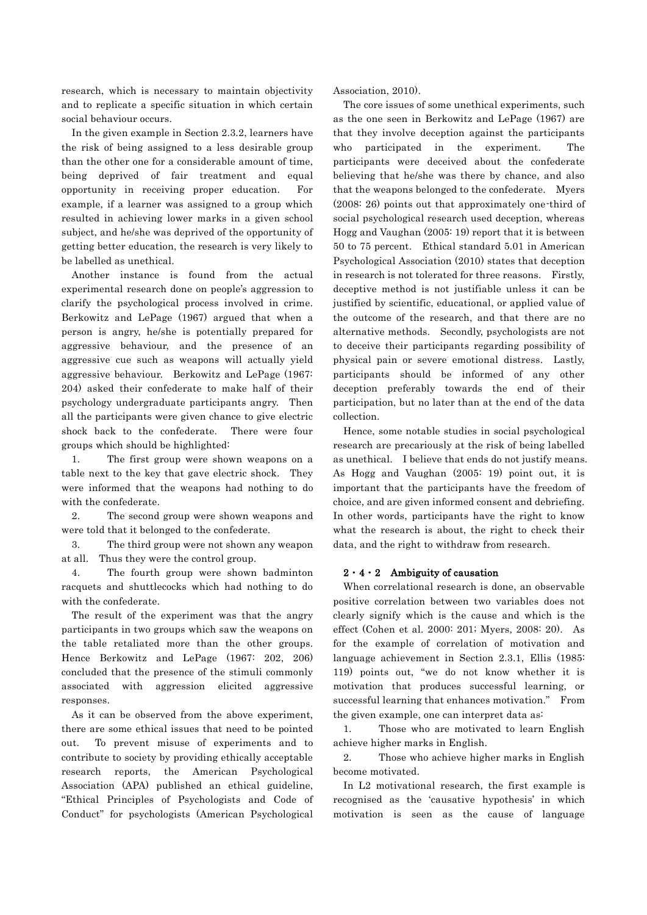research, which is necessary to maintain objectivity and to replicate a specific situation in which certain social behaviour occurs.

In the given example in Section 2.3.2, learners have the risk of being assigned to a less desirable group than the other one for a considerable amount of time, being deprived of fair treatment and equal opportunity in receiving proper education. For example, if a learner was assigned to a group which resulted in achieving lower marks in a given school subject, and he/she was deprived of the opportunity of getting better education, the research is very likely to be labelled as unethical.

Another instance is found from the actual experimental research done on people's aggression to clarify the psychological process involved in crime. Berkowitz and LePage (1967) argued that when a person is angry, he/she is potentially prepared for aggressive behaviour, and the presence of an aggressive cue such as weapons will actually yield aggressive behaviour. Berkowitz and LePage (1967: 204) asked their confederate to make half of their psychology undergraduate participants angry. Then all the participants were given chance to give electric shock back to the confederate. There were four groups which should be highlighted:

1. The first group were shown weapons on a table next to the key that gave electric shock. They were informed that the weapons had nothing to do with the confederate.
2. The second group were shown weapons and were told that it belonged to the confederate.
3. The third group were not shown any weapon at all. Thus they were the control group.
4. The fourth group were shown badminton racquets and shuttlecocks which had nothing to do with the confederate.

The result of the experiment was that the angry participants in two groups which saw the weapons on the table retaliated more than the other groups. Hence Berkowitz and LePage (1967: 202, 206) concluded that the presence of the stimuli commonly associated with aggression elicited aggressive responses.

As it can be observed from the above experiment, there are some ethical issues that need to be pointed out. To prevent misuse of experiments and to contribute to society by providing ethically acceptable research reports, the American Psychological Association (APA) published an ethical guideline, "Ethical Principles of Psychologists and Code of Conduct" for psychologists (American Psychological Association, 2010).

The core issues of some unethical experiments, such as the one seen in Berkowitz and LePage (1967) are that they involve deception against the participants who participated in the experiment. The participants were deceived about the confederate believing that he/she was there by chance, and also that the weapons belonged to the confederate. Myers (2008: 26) points out that approximately one-third of social psychological research used deception, whereas Hogg and Vaughan (2005: 19) report that it is between 50 to 75 percent. Ethical standard 5.01 in American Psychological Association (2010) states that deception in research is not tolerated for three reasons. Firstly, deceptive method is not justifiable unless it can be justified by scientific, educational, or applied value of the outcome of the research, and that there are no alternative methods. Secondly, psychologists are not to deceive their participants regarding possibility of physical pain or severe emotional distress. Lastly, participants should be informed of any other deception preferably towards the end of their participation, but no later than at the end of the data collection.

Hence, some notable studies in social psychological research are precariously at the risk of being labelled as unethical. I believe that ends do not justify means. As Hogg and Vaughan (2005: 19) point out, it is important that the participants have the freedom of choice, and are given informed consent and debriefing. In other words, participants have the right to know what the research is about, the right to check their data, and the right to withdraw from research.

### 2・4・2 Ambiguity of causation

When correlational research is done, an observable positive correlation between two variables does not clearly signify which is the cause and which is the effect (Cohen et al. 2000: 201; Myers, 2008: 20). As for the example of correlation of motivation and language achievement in Section 2.3.1, Ellis (1985: 119) points out, "we do not know whether it is motivation that produces successful learning, or successful learning that enhances motivation." From the given example, one can interpret data as:

1. Those who are motivated to learn English achieve higher marks in English.
2. Those who achieve higher marks in English become motivated.

In L2 motivational research, the first example is recognised as the 'causative hypothesis' in which motivation is seen as the cause of language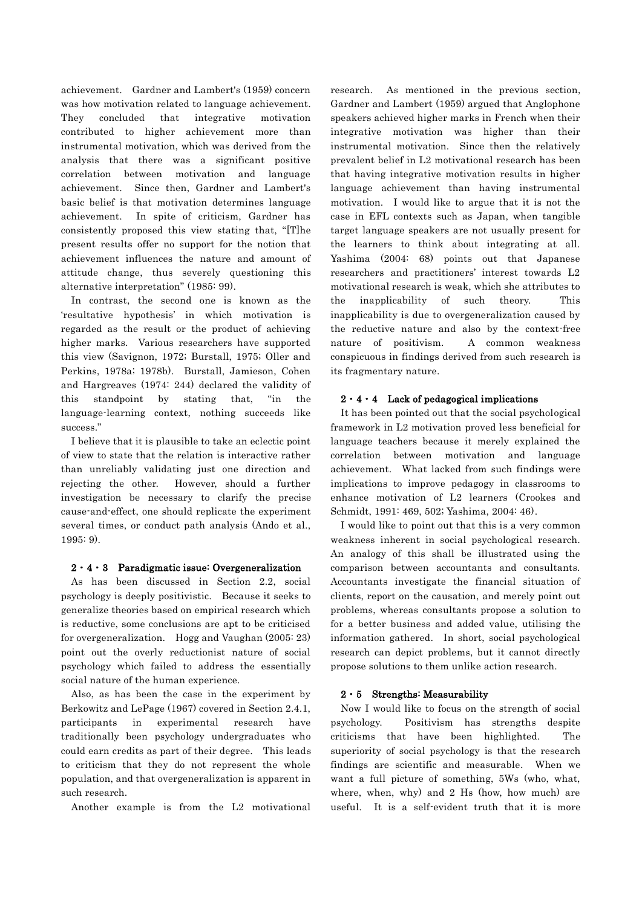achievement. Gardner and Lambert's (1959) concern was how motivation related to language achievement. They concluded that integrative motivation contributed to higher achievement more than instrumental motivation, which was derived from the analysis that there was a significant positive correlation between motivation and language achievement. Since then, Gardner and Lambert's basic belief is that motivation determines language achievement. In spite of criticism, Gardner has consistently proposed this view stating that, "[T]he present results offer no support for the notion that achievement influences the nature and amount of attitude change, thus severely questioning this alternative interpretation" (1985: 99).

In contrast, the second one is known as the 'resultative hypothesis' in which motivation is regarded as the result or the product of achieving higher marks. Various researchers have supported this view (Savignon, 1972; Burstall, 1975; Oller and Perkins, 1978a; 1978b). Burstall, Jamieson, Cohen and Hargreaves (1974: 244) declared the validity of this standpoint by stating that, "in the language-learning context, nothing succeeds like success."

I believe that it is plausible to take an eclectic point of view to state that the relation is interactive rather than unreliably validating just one direction and rejecting the other. However, should a further investigation be necessary to clarify the precise cause-and-effect, one should replicate the experiment several times, or conduct path analysis (Ando et al., 1995: 9).

### 2・4・3 Paradigmatic issue: Overgeneralization

As has been discussed in Section 2.2, social psychology is deeply positivistic. Because it seeks to generalize theories based on empirical research which is reductive, some conclusions are apt to be criticised for overgeneralization. Hogg and Vaughan (2005: 23) point out the overly reductionist nature of social psychology which failed to address the essentially social nature of the human experience.

Also, as has been the case in the experiment by Berkowitz and LePage (1967) covered in Section 2.4.1, participants in experimental research have traditionally been psychology undergraduates who could earn credits as part of their degree. This leads to criticism that they do not represent the whole population, and that overgeneralization is apparent in such research.

Another example is from the L2 motivational research. As mentioned in the previous section, Gardner and Lambert (1959) argued that Anglophone speakers achieved higher marks in French when their integrative motivation was higher than their instrumental motivation. Since then the relatively prevalent belief in L2 motivational research has been that having integrative motivation results in higher language achievement than having instrumental motivation. I would like to argue that it is not the case in EFL contexts such as Japan, when tangible target language speakers are not usually present for the learners to think about integrating at all. Yashima (2004: 68) points out that Japanese researchers and practitioners' interest towards L2 motivational research is weak, which she attributes to the inapplicability of such theory. This inapplicability is due to overgeneralization caused by the reductive nature and also by the context-free nature of positivism. A common weakness conspicuous in findings derived from such research is its fragmentary nature.

### 2・4・4 Lack of pedagogical implications

It has been pointed out that the social psychological framework in L2 motivation proved less beneficial for language teachers because it merely explained the correlation between motivation and language achievement. What lacked from such findings were implications to improve pedagogy in classrooms to enhance motivation of L2 learners (Crookes and Schmidt, 1991: 469, 502; Yashima, 2004: 46).

I would like to point out that this is a very common weakness inherent in social psychological research. An analogy of this shall be illustrated using the comparison between accountants and consultants. Accountants investigate the financial situation of clients, report on the causation, and merely point out problems, whereas consultants propose a solution to for a better business and added value, utilising the information gathered. In short, social psychological research can depict problems, but it cannot directly propose solutions to them unlike action research.

## 2・5 Strengths: Measurability

Now I would like to focus on the strength of social psychology. Positivism has strengths despite criticisms that have been highlighted. The superiority of social psychology is that the research findings are scientific and measurable. When we want a full picture of something, 5Ws (who, what, where, when, why) and 2 Hs (how, how much) are useful. It is a self-evident truth that it is more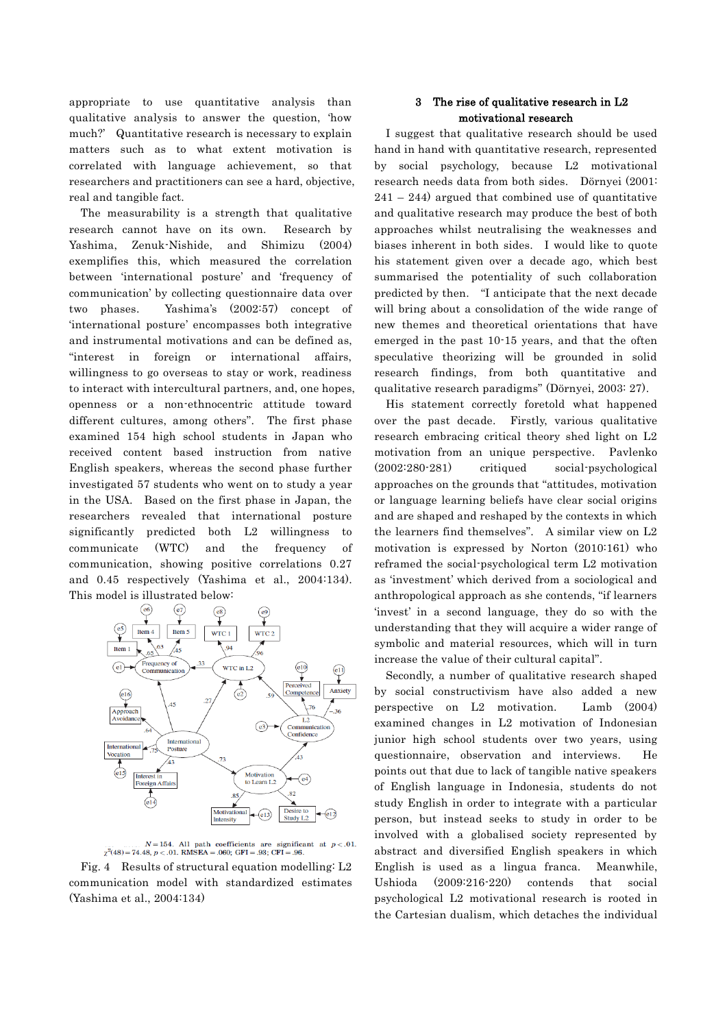appropriate to use quantitative analysis than qualitative analysis to answer the question, 'how much?' Quantitative research is necessary to explain matters such as to what extent motivation is correlated with language achievement, so that researchers and practitioners can see a hard, objective, real and tangible fact.

The measurability is a strength that qualitative research cannot have on its own. Research by Yashima, Zenuk-Nishide, and Shimizu (2004) exemplifies this, which measured the correlation between 'international posture' and 'frequency of communication' by collecting questionnaire data over two phases. Yashima's (2002:57) concept of 'international posture' encompasses both integrative and instrumental motivations and can be defined as, "interest in foreign or international affairs, willingness to go overseas to stay or work, readiness to interact with intercultural partners, and, one hopes, openness or a non-ethnocentric attitude toward different cultures, among others". The first phase examined 154 high school students in Japan who received content based instruction from native English speakers, whereas the second phase further investigated 57 students who went on to study a year in the USA. Based on the first phase in Japan, the researchers revealed that international posture significantly predicted both L2 willingness to communicate (WTC) and the frequency of communication, showing positive correlations 0.27 and 0.45 respectively (Yashima et al., 2004:134). This model is illustrated below:

$N = 154$. All path coefficients are significant at $p < .01$. $\chi^2(48) = 74.48$, $p < .01$. RMSEA = .060; GFI = .93; CFI = .96.

Fig. 4 Results of structural equation modelling: L2 communication model with standardized estimates (Yashima et al., 2004:134)

## 3 The rise of qualitative research in L2 motivational research

I suggest that qualitative research should be used hand in hand with quantitative research, represented by social psychology, because L2 motivational research needs data from both sides. Dörnyei (2001: 241 – 244) argued that combined use of quantitative and qualitative research may produce the best of both approaches whilst neutralising the weaknesses and biases inherent in both sides. I would like to quote his statement given over a decade ago, which best summarised the potentiality of such collaboration predicted by then. "I anticipate that the next decade will bring about a consolidation of the wide range of new themes and theoretical orientations that have emerged in the past 10-15 years, and that the often speculative theorizing will be grounded in solid research findings, from both quantitative and qualitative research paradigms" (Dörnyei, 2003: 27).

His statement correctly foretold what happened over the past decade. Firstly, various qualitative research embracing critical theory shed light on L2 motivation from an unique perspective. Pavlenko (2002:280-281) critiqued social-psychological approaches on the grounds that "attitudes, motivation or language learning beliefs have clear social origins and are shaped and reshaped by the contexts in which the learners find themselves". A similar view on L2 motivation is expressed by Norton (2010:161) who reframed the social-psychological term L2 motivation as 'investment' which derived from a sociological and anthropological approach as she contends, "if learners 'invest' in a second language, they do so with the understanding that they will acquire a wider range of symbolic and material resources, which will in turn increase the value of their cultural capital".

Secondly, a number of qualitative research shaped by social constructivism have also added a new perspective on L2 motivation. Lamb (2004) examined changes in L2 motivation of Indonesian junior high school students over two years, using questionnaire, observation and interviews. He points out that due to lack of tangible native speakers of English language in Indonesia, students do not study English in order to integrate with a particular person, but instead seeks to study in order to be involved with a globalised society represented by abstract and diversified English speakers in which English is used as a lingua franca. Meanwhile, Ushioda (2009:216-220) contends that social psychological L2 motivational research is rooted in the Cartesian dualism, which detaches the individual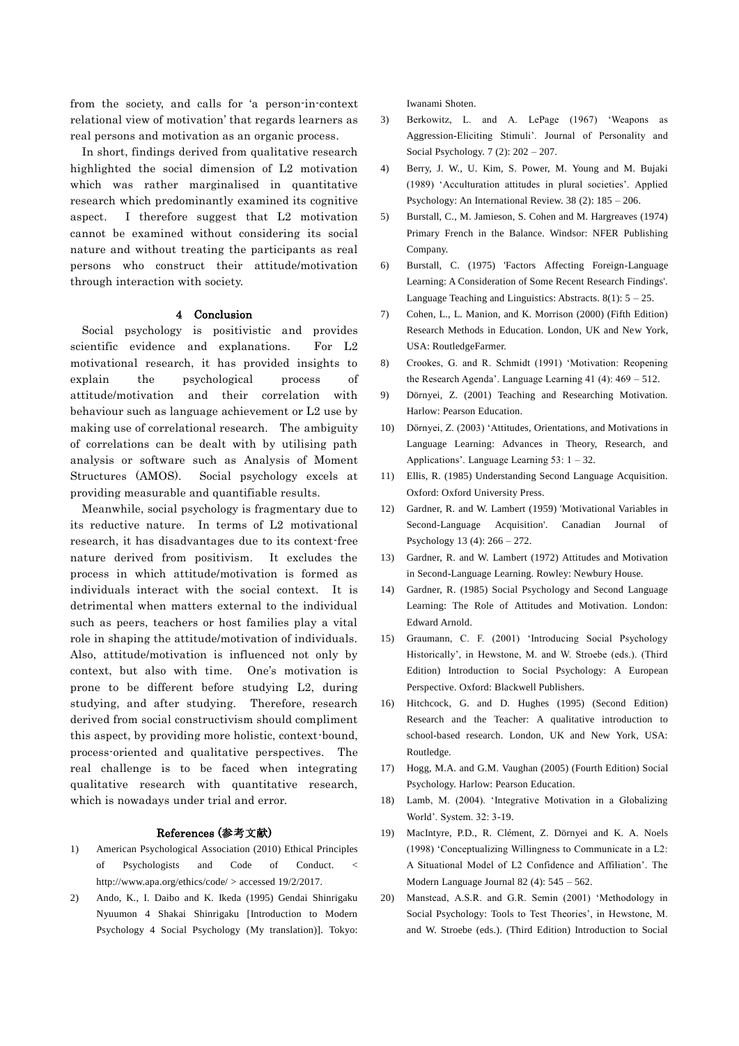from the society, and calls for 'a person-in-context relational view of motivation' that regards learners as real persons and motivation as an organic process.

In short, findings derived from qualitative research highlighted the social dimension of L2 motivation which was rather marginalised in quantitative research which predominantly examined its cognitive aspect. I therefore suggest that L2 motivation cannot be examined without considering its social nature and without treating the participants as real persons who construct their attitude/motivation through interaction with society.

## 4 Conclusion

Social psychology is positivistic and provides scientific evidence and explanations. For L2 motivational research, it has provided insights to explain the psychological process of attitude/motivation and their correlation with behaviour such as language achievement or L2 use by making use of correlational research. The ambiguity of correlations can be dealt with by utilising path analysis or software such as Analysis of Moment Structures (AMOS). Social psychology excels at providing measurable and quantifiable results.

Meanwhile, social psychology is fragmentary due to its reductive nature. In terms of L2 motivational research, it has disadvantages due to its context-free nature derived from positivism. It excludes the process in which attitude/motivation is formed as individuals interact with the social context. It is detrimental when matters external to the individual such as peers, teachers or host families play a vital role in shaping the attitude/motivation of individuals. Also, attitude/motivation is influenced not only by context, but also with time. One's motivation is prone to be different before studying L2, during studying, and after studying. Therefore, research derived from social constructivism should compliment this aspect, by providing more holistic, context-bound, process-oriented and qualitative perspectives. The real challenge is to be faced when integrating qualitative research with quantitative research, which is nowadays under trial and error.

## References (参考文献)

1) American Psychological Association (2010) Ethical Principles of Psychologists and Code of Conduct. < http://www.apa.org/ethics/code/ > accessed 19/2/2017.
2) Ando, K., I. Daibo and K. Ikeda (1995) Gendai Shinrigaku Nyuumon 4 Shakai Shinrigaku [Introduction to Modern Psychology 4 Social Psychology (My translation)]. Tokyo: Iwanami Shoten.
3) Berkowitz, L. and A. LePage (1967) 'Weapons as Aggression-Eliciting Stimuli'. Journal of Personality and Social Psychology. 7 (2): 202 – 207.
4) Berry, J. W., U. Kim, S. Power, M. Young and M. Bujaki (1989) 'Acculturation attitudes in plural societies'. Applied Psychology: An International Review. 38 (2): 185 – 206.
5) Burstall, C., M. Jamieson, S. Cohen and M. Hargreaves (1974) Primary French in the Balance. Windsor: NFER Publishing Company.
6) Burstall, C. (1975) 'Factors Affecting Foreign-Language Learning: A Consideration of Some Recent Research Findings'. Language Teaching and Linguistics: Abstracts. 8(1): 5 – 25.
7) Cohen, L., L. Manion, and K. Morrison (2000) (Fifth Edition) Research Methods in Education. London, UK and New York, USA: RoutledgeFarmer.
8) Crookes, G. and R. Schmidt (1991) 'Motivation: Reopening the Research Agenda'. Language Learning 41 (4): 469 – 512.
9) Dörnyei, Z. (2001) Teaching and Researching Motivation. Harlow: Pearson Education.
10) Dörnyei, Z. (2003) 'Attitudes, Orientations, and Motivations in Language Learning: Advances in Theory, Research, and Applications'. Language Learning 53: 1 – 32.
11) Ellis, R. (1985) Understanding Second Language Acquisition. Oxford: Oxford University Press.
12) Gardner, R. and W. Lambert (1959) 'Motivational Variables in Second-Language Acquisition'. Canadian Journal of Psychology 13 (4): 266 – 272.
13) Gardner, R. and W. Lambert (1972) Attitudes and Motivation in Second-Language Learning. Rowley: Newbury House.
14) Gardner, R. (1985) Social Psychology and Second Language Learning: The Role of Attitudes and Motivation. London: Edward Arnold.
15) Graumann, C. F. (2001) 'Introducing Social Psychology Historically', in Hewstone, M. and W. Stroebe (eds.). (Third Edition) Introduction to Social Psychology: A European Perspective. Oxford: Blackwell Publishers.
16) Hitchcock, G. and D. Hughes (1995) (Second Edition) Research and the Teacher: A qualitative introduction to school-based research. London, UK and New York, USA: Routledge.
17) Hogg, M.A. and G.M. Vaughan (2005) (Fourth Edition) Social Psychology. Harlow: Pearson Education.
18) Lamb, M. (2004). 'Integrative Motivation in a Globalizing World'. System. 32: 3-19.
19) MacIntyre, P.D., R. Clément, Z. Dörnyei and K. A. Noels (1998) 'Conceptualizing Willingness to Communicate in a L2: A Situational Model of L2 Confidence and Affiliation'. The Modern Language Journal 82 (4): 545 – 562.
20) Manstead, A.S.R. and G.R. Semin (2001) 'Methodology in Social Psychology: Tools to Test Theories', in Hewstone, M. and W. Stroebe (eds.). (Third Edition) Introduction to Social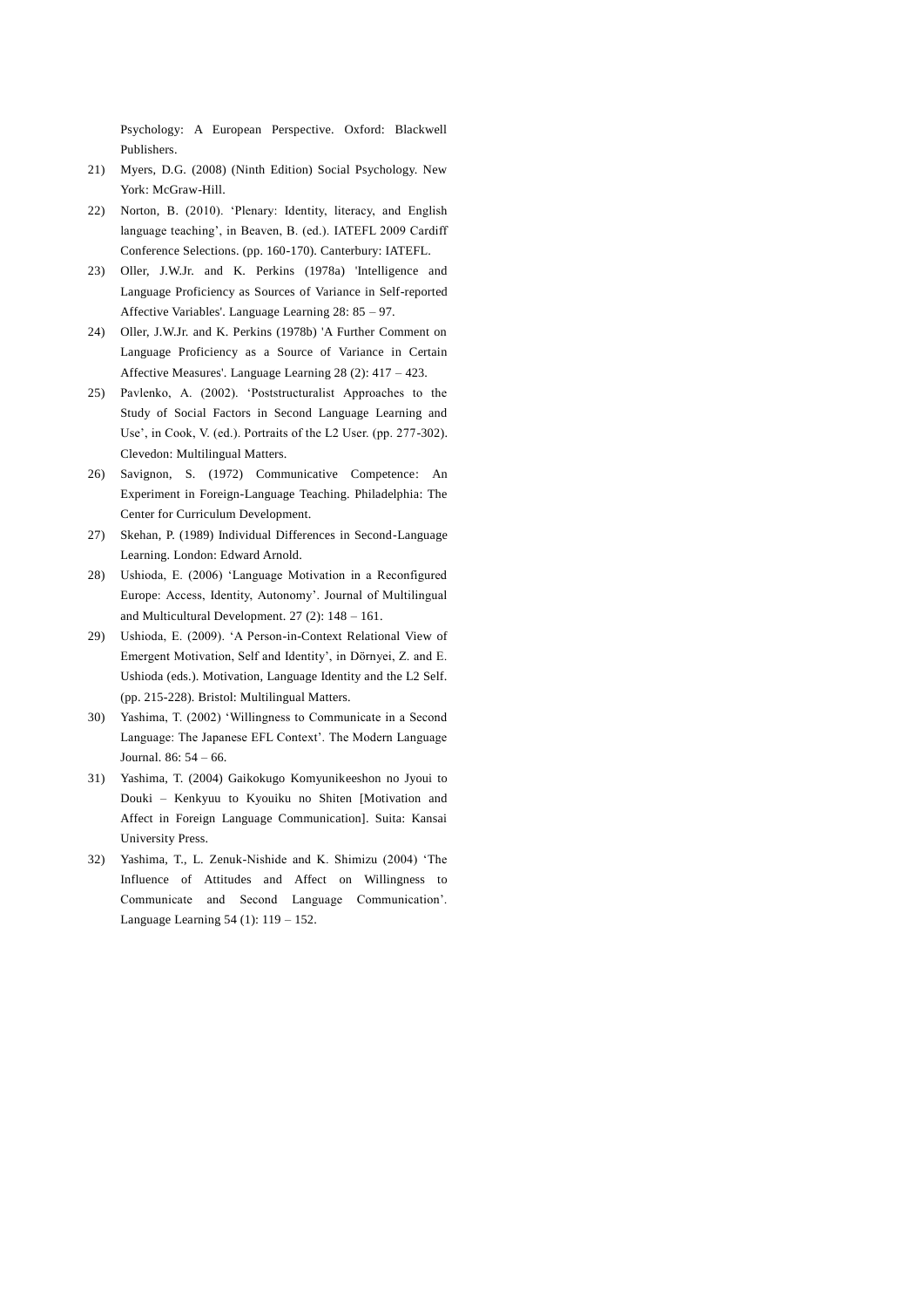Psychology: A European Perspective. Oxford: Blackwell Publishers.

21) Myers, D.G. (2008) (Ninth Edition) Social Psychology. New York: McGraw-Hill.
22) Norton, B. (2010). 'Plenary: Identity, literacy, and English language teaching', in Beaven, B. (ed.). IATEFL 2009 Cardiff Conference Selections. (pp. 160-170). Canterbury: IATEFL.
23) Oller, J.W.Jr. and K. Perkins (1978a) 'Intelligence and Language Proficiency as Sources of Variance in Self-reported Affective Variables'. Language Learning 28: 85 – 97.
24) Oller, J.W.Jr. and K. Perkins (1978b) 'A Further Comment on Language Proficiency as a Source of Variance in Certain Affective Measures'. Language Learning 28 (2): 417 – 423.
25) Pavlenko, A. (2002). 'Poststructuralist Approaches to the Study of Social Factors in Second Language Learning and Use', in Cook, V. (ed.). Portraits of the L2 User. (pp. 277-302). Clevedon: Multilingual Matters.
26) Savignon, S. (1972) Communicative Competence: An Experiment in Foreign-Language Teaching. Philadelphia: The Center for Curriculum Development.
27) Skehan, P. (1989) Individual Differences in Second-Language Learning. London: Edward Arnold.
28) Ushioda, E. (2006) 'Language Motivation in a Reconfigured Europe: Access, Identity, Autonomy'. Journal of Multilingual and Multicultural Development. 27 (2): 148 – 161.
29) Ushioda, E. (2009). 'A Person-in-Context Relational View of Emergent Motivation, Self and Identity', in Dörnyei, Z. and E. Ushioda (eds.). Motivation, Language Identity and the L2 Self. (pp. 215-228). Bristol: Multilingual Matters.
30) Yashima, T. (2002) 'Willingness to Communicate in a Second Language: The Japanese EFL Context'. The Modern Language Journal. 86: 54 – 66.
31) Yashima, T. (2004) Gaikokugo Komyunikeeshon no Jyoui to Douki – Kenkyuu to Kyouiku no Shiten [Motivation and Affect in Foreign Language Communication]. Suita: Kansai University Press.
32) Yashima, T., L. Zenuk-Nishide and K. Shimizu (2004) 'The Influence of Attitudes and Affect on Willingness to Communicate and Second Language Communication'. Language Learning 54 (1): 119 – 152.